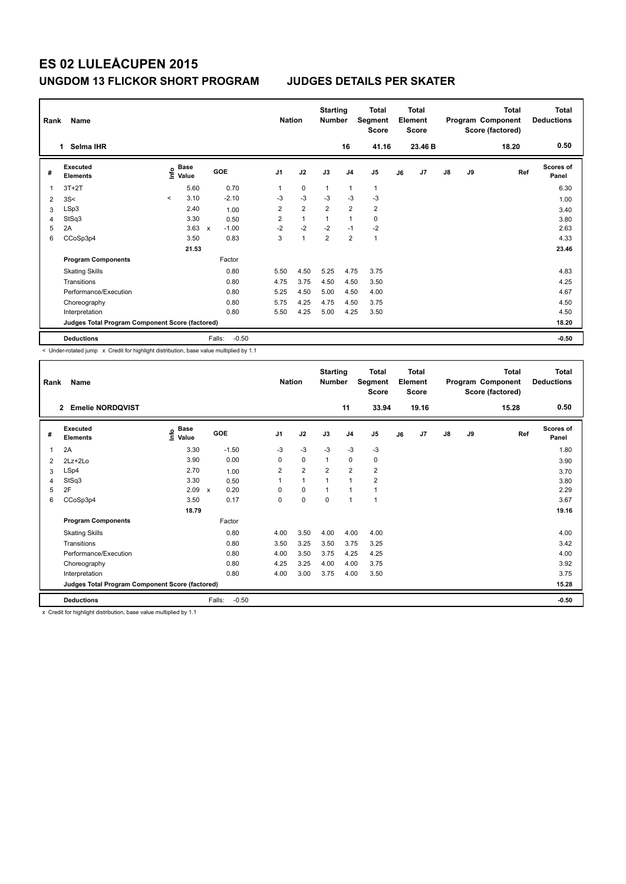# ES 02 LULEÅCUPEN 2015

## UNGDOM 13 FLICKOR SHORT PROGRAM — JUDGES DETAILS PER SKATER

| Rank | Name | Nation | Starting Number | Total Segment Score | Total Element Score | Total Program Component Score (factored) | Total Deductions |
|---|---|---|---|---|---|---|---|
| 1 | Selma IHR | | 16 | 41.16 | 23.46 B | 18.20 | 0.50 |

| # | Executed Elements | Info | Base Value | | GOE | J1 | J2 | J3 | J4 | J5 | J6 | J7 | J8 | J9 | Ref | Scores of Panel |
|---|---|---|---|---|---|---|---|---|---|---|---|---|---|---|---|---|
| 1 | 3T+2T | | 5.60 | | 0.70 | 1 | 0 | 1 | 1 | 1 | | | | | | 6.30 |
| 2 | 3S< | < | 3.10 | | -2.10 | -3 | -3 | -3 | -3 | -3 | | | | | | 1.00 |
| 3 | LSp3 | | 2.40 | | 1.00 | 2 | 2 | 2 | 2 | 2 | | | | | | 3.40 |
| 4 | StSq3 | | 3.30 | | 0.50 | 2 | 1 | 1 | 1 | 0 | | | | | | 3.80 |
| 5 | 2A | | 3.63 | x | -1.00 | -2 | -2 | -2 | -1 | -2 | | | | | | 2.63 |
| 6 | CCoSp3p4 | | 3.50 | | 0.83 | 3 | 1 | 2 | 2 | 1 | | | | | | 4.33 |
| | | | 21.53 | | | | | | | | | | | | | 23.46 |
| | **Program Components** | | | | Factor | | | | | | | | | | | |
| | Skating Skills | | | | 0.80 | 5.50 | 4.50 | 5.25 | 4.75 | 3.75 | | | | | | 4.83 |
| | Transitions | | | | 0.80 | 4.75 | 3.75 | 4.50 | 4.50 | 3.50 | | | | | | 4.25 |
| | Performance/Execution | | | | 0.80 | 5.25 | 4.50 | 5.00 | 4.50 | 4.00 | | | | | | 4.67 |
| | Choreography | | | | 0.80 | 5.75 | 4.25 | 4.75 | 4.50 | 3.75 | | | | | | 4.50 |
| | Interpretation | | | | 0.80 | 5.50 | 4.25 | 5.00 | 4.25 | 3.50 | | | | | | 4.50 |
| | **Judges Total Program Component Score (factored)** | | | | | | | | | | | | | | | 18.20 |
| | **Deductions** | | | | Falls: -0.50 | | | | | | | | | | | -0.50 |

< Under-rotated jump x Credit for highlight distribution, base value multiplied by 1.1

| Rank | Name | Nation | Starting Number | Total Segment Score | Total Element Score | Total Program Component Score (factored) | Total Deductions |
|---|---|---|---|---|---|---|---|
| 2 | Emelie NORDQVIST | | 11 | 33.94 | 19.16 | 15.28 | 0.50 |

| # | Executed Elements | Info | Base Value | | GOE | J1 | J2 | J3 | J4 | J5 | J6 | J7 | J8 | J9 | Ref | Scores of Panel |
|---|---|---|---|---|---|---|---|---|---|---|---|---|---|---|---|---|
| 1 | 2A | | 3.30 | | -1.50 | -3 | -3 | -3 | -3 | -3 | | | | | | 1.80 |
| 2 | 2Lz+2Lo | | 3.90 | | 0.00 | 0 | 0 | 1 | 0 | 0 | | | | | | 3.90 |
| 3 | LSp4 | | 2.70 | | 1.00 | 2 | 2 | 2 | 2 | 2 | | | | | | 3.70 |
| 4 | StSq3 | | 3.30 | | 0.50 | 1 | 1 | 1 | 1 | 2 | | | | | | 3.80 |
| 5 | 2F | | 2.09 | x | 0.20 | 0 | 0 | 1 | 1 | 1 | | | | | | 2.29 |
| 6 | CCoSp3p4 | | 3.50 | | 0.17 | 0 | 0 | 0 | 1 | 1 | | | | | | 3.67 |
| | | | 18.79 | | | | | | | | | | | | | 19.16 |
| | **Program Components** | | | | Factor | | | | | | | | | | | |
| | Skating Skills | | | | 0.80 | 4.00 | 3.50 | 4.00 | 4.00 | 4.00 | | | | | | 4.00 |
| | Transitions | | | | 0.80 | 3.50 | 3.25 | 3.50 | 3.75 | 3.25 | | | | | | 3.42 |
| | Performance/Execution | | | | 0.80 | 4.00 | 3.50 | 3.75 | 4.25 | 4.25 | | | | | | 4.00 |
| | Choreography | | | | 0.80 | 4.25 | 3.25 | 4.00 | 4.00 | 3.75 | | | | | | 3.92 |
| | Interpretation | | | | 0.80 | 4.00 | 3.00 | 3.75 | 4.00 | 3.50 | | | | | | 3.75 |
| | **Judges Total Program Component Score (factored)** | | | | | | | | | | | | | | | 15.28 |
| | **Deductions** | | | | Falls: -0.50 | | | | | | | | | | | -0.50 |

x Credit for highlight distribution, base value multiplied by 1.1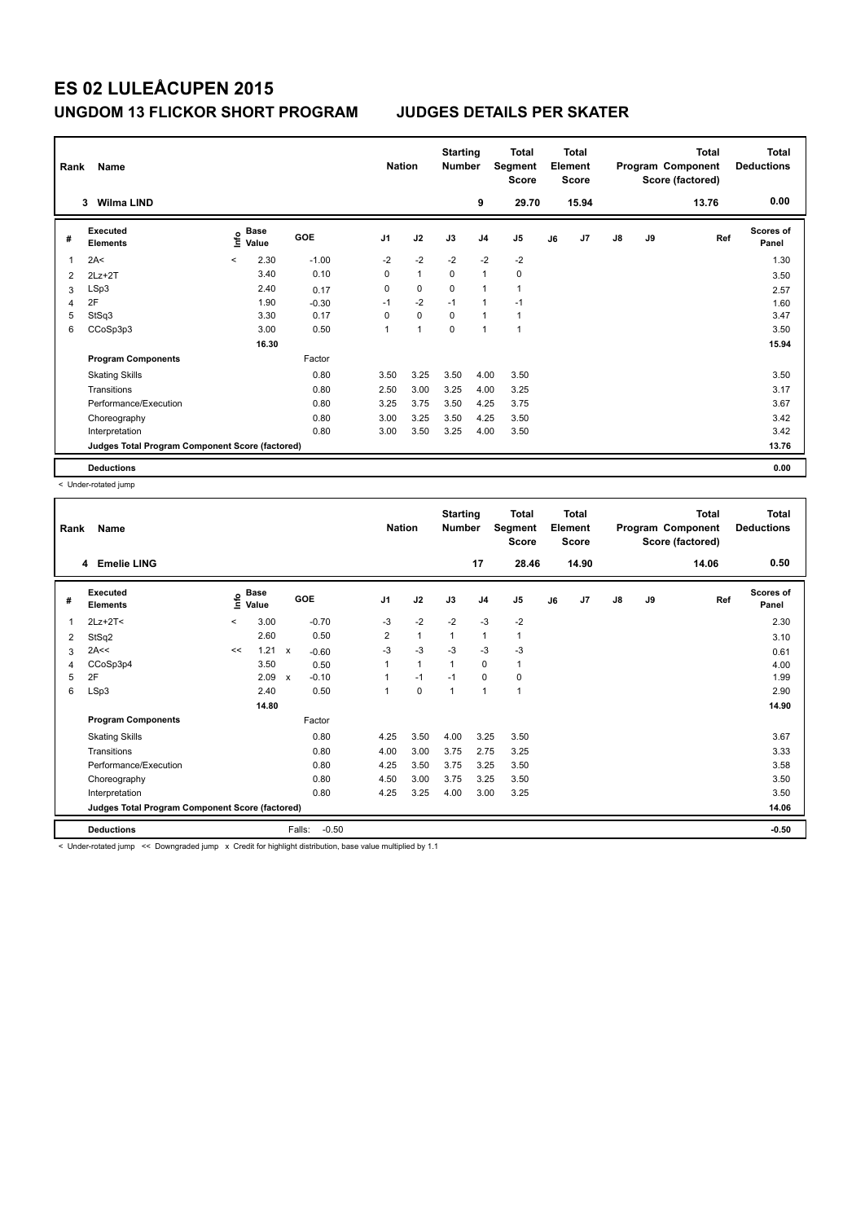# ES 02 LULEÅCUPEN 2015

## UNGDOM 13 FLICKOR SHORT PROGRAM — JUDGES DETAILS PER SKATER

| Rank | Name | Nation | Starting Number | Total Segment Score | Total Element Score | Total Program Component Score (factored) | Total Deductions |
|---|---|---|---|---|---|---|---|
| 3 | Wilma LIND | | 9 | 29.70 | 15.94 | 13.76 | 0.00 |

| # | Executed Elements | Info | Base Value | GOE | J1 | J2 | J3 | J4 | J5 | J6 | J7 | J8 | J9 | Ref | Scores of Panel |
|---|---|---|---|---|---|---|---|---|---|---|---|---|---|---|---|
| 1 | 2A< | < | 2.30 | -1.00 | -2 | -2 | -2 | -2 | -2 | | | | | | 1.30 |
| 2 | 2Lz+2T | | 3.40 | 0.10 | 0 | 1 | 0 | 1 | 0 | | | | | | 3.50 |
| 3 | LSp3 | | 2.40 | 0.17 | 0 | 0 | 0 | 1 | 1 | | | | | | 2.57 |
| 4 | 2F | | 1.90 | -0.30 | -1 | -2 | -1 | 1 | -1 | | | | | | 1.60 |
| 5 | StSq3 | | 3.30 | 0.17 | 0 | 0 | 0 | 1 | 1 | | | | | | 3.47 |
| 6 | CCoSp3p3 | | 3.00 | 0.50 | 1 | 1 | 0 | 1 | 1 | | | | | | 3.50 |
| | | | 16.30 | | | | | | | | | | | | 15.94 |

| Program Components | Factor | J1 | J2 | J3 | J4 | J5 | J6 | J7 | J8 | J9 | Scores of Panel |
|---|---|---|---|---|---|---|---|---|---|---|---|
| Skating Skills | 0.80 | 3.50 | 3.25 | 3.50 | 4.00 | 3.50 | | | | | 3.50 |
| Transitions | 0.80 | 2.50 | 3.00 | 3.25 | 4.00 | 3.25 | | | | | 3.17 |
| Performance/Execution | 0.80 | 3.25 | 3.75 | 3.50 | 4.25 | 3.75 | | | | | 3.67 |
| Choreography | 0.80 | 3.00 | 3.25 | 3.50 | 4.25 | 3.50 | | | | | 3.42 |
| Interpretation | 0.80 | 3.00 | 3.50 | 3.25 | 4.00 | 3.50 | | | | | 3.42 |
| Judges Total Program Component Score (factored) | | | | | | | | | | | 13.76 |

| Deductions | 0.00 |
|---|---|

< Under-rotated jump

| Rank | Name | Nation | Starting Number | Total Segment Score | Total Element Score | Total Program Component Score (factored) | Total Deductions |
|---|---|---|---|---|---|---|---|
| 4 | Emelie LING | | 17 | 28.46 | 14.90 | 14.06 | 0.50 |

| # | Executed Elements | Info | Base Value | | GOE | J1 | J2 | J3 | J4 | J5 | J6 | J7 | J8 | J9 | Ref | Scores of Panel |
|---|---|---|---|---|---|---|---|---|---|---|---|---|---|---|---|---|
| 1 | 2Lz+2T< | < | 3.00 | | -0.70 | -3 | -2 | -2 | -3 | -2 | | | | | | 2.30 |
| 2 | StSq2 | | 2.60 | | 0.50 | 2 | 1 | 1 | 1 | 1 | | | | | | 3.10 |
| 3 | 2A<< | << | 1.21 | x | -0.60 | -3 | -3 | -3 | -3 | -3 | | | | | | 0.61 |
| 4 | CCoSp3p4 | | 3.50 | | 0.50 | 1 | 1 | 1 | 0 | 1 | | | | | | 4.00 |
| 5 | 2F | | 2.09 | x | -0.10 | 1 | -1 | -1 | 0 | 0 | | | | | | 1.99 |
| 6 | LSp3 | | 2.40 | | 0.50 | 1 | 0 | 1 | 1 | 1 | | | | | | 2.90 |
| | | | 14.80 | | | | | | | | | | | | | 14.90 |

| Program Components | Factor | J1 | J2 | J3 | J4 | J5 | J6 | J7 | J8 | J9 | Scores of Panel |
|---|---|---|---|---|---|---|---|---|---|---|---|
| Skating Skills | 0.80 | 4.25 | 3.50 | 4.00 | 3.25 | 3.50 | | | | | 3.67 |
| Transitions | 0.80 | 4.00 | 3.00 | 3.75 | 2.75 | 3.25 | | | | | 3.33 |
| Performance/Execution | 0.80 | 4.25 | 3.50 | 3.75 | 3.25 | 3.50 | | | | | 3.58 |
| Choreography | 0.80 | 4.50 | 3.00 | 3.75 | 3.25 | 3.50 | | | | | 3.50 |
| Interpretation | 0.80 | 4.25 | 3.25 | 4.00 | 3.00 | 3.25 | | | | | 3.50 |
| Judges Total Program Component Score (factored) | | | | | | | | | | | 14.06 |

| Deductions | Falls: -0.50 | -0.50 |
|---|---|---|

< Under-rotated jump << Downgraded jump x Credit for highlight distribution, base value multiplied by 1.1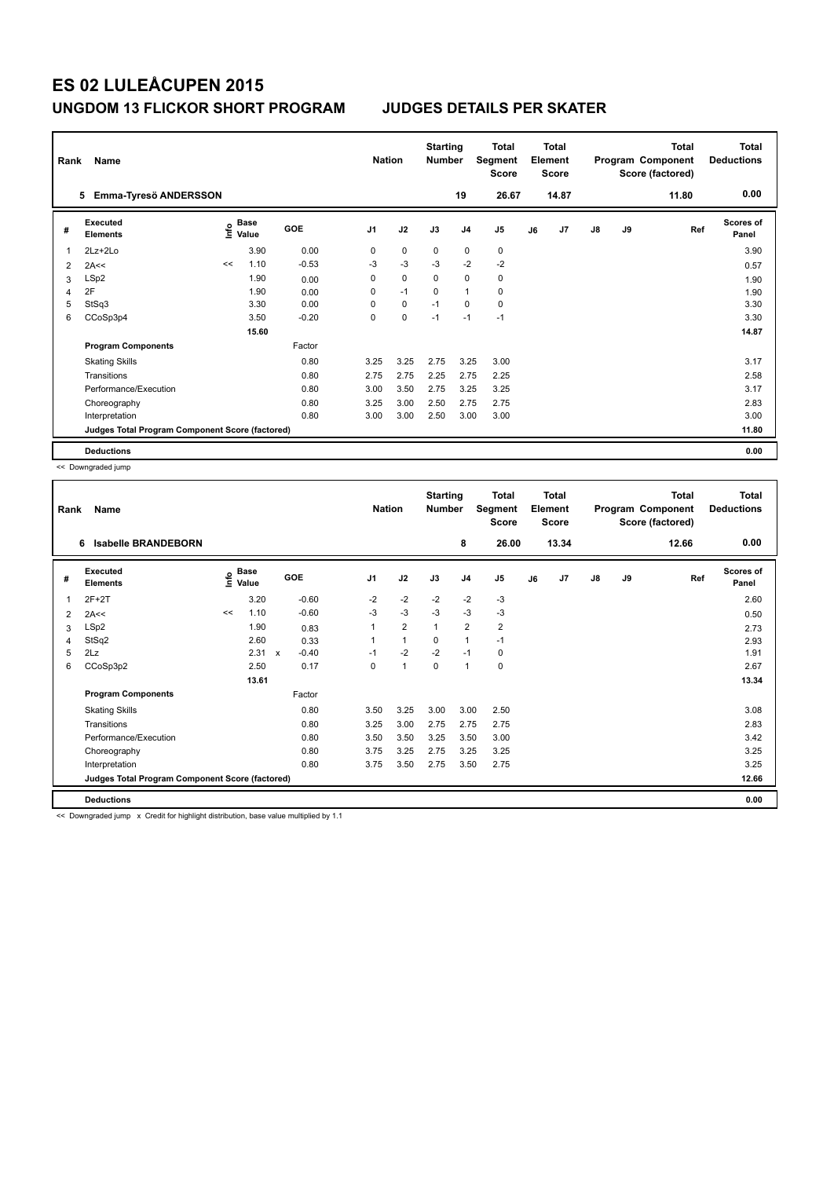# ES 02 LULEÅCUPEN 2015

## UNGDOM 13 FLICKOR SHORT PROGRAM JUDGES DETAILS PER SKATER

| Rank | Name | Nation | Starting Number | Total Segment Score | Total Element Score | Total Program Component Score (factored) | Total Deductions |
|---|---|---|---|---|---|---|---|
| 5 | Emma-Tyresö ANDERSSON | | 19 | 26.67 | 14.87 | 11.80 | 0.00 |

| # | Executed Elements | Info | Base Value | | GOE | J1 | J2 | J3 | J4 | J5 | J6 | J7 | J8 | J9 | Ref | Scores of Panel |
|---|---|---|---|---|---|---|---|---|---|---|---|---|---|---|---|---|
| 1 | 2Lz+2Lo | | 3.90 | | 0.00 | 0 | 0 | 0 | 0 | 0 | | | | | | 3.90 |
| 2 | 2A<< | << | 1.10 | | -0.53 | -3 | -3 | -3 | -2 | -2 | | | | | | 0.57 |
| 3 | LSp2 | | 1.90 | | 0.00 | 0 | 0 | 0 | 0 | 0 | | | | | | 1.90 |
| 4 | 2F | | 1.90 | | 0.00 | 0 | -1 | 0 | 1 | 0 | | | | | | 1.90 |
| 5 | StSq3 | | 3.30 | | 0.00 | 0 | 0 | -1 | 0 | 0 | | | | | | 3.30 |
| 6 | CCoSp3p4 | | 3.50 | | -0.20 | 0 | 0 | -1 | -1 | -1 | | | | | | 3.30 |
| | | | 15.60 | | | | | | | | | | | | | 14.87 |
| | **Program Components** | | | | Factor | | | | | | | | | | | |
| | Skating Skills | | | | 0.80 | 3.25 | 3.25 | 2.75 | 3.25 | 3.00 | | | | | | 3.17 |
| | Transitions | | | | 0.80 | 2.75 | 2.75 | 2.25 | 2.75 | 2.25 | | | | | | 2.58 |
| | Performance/Execution | | | | 0.80 | 3.00 | 3.50 | 2.75 | 3.25 | 3.25 | | | | | | 3.17 |
| | Choreography | | | | 0.80 | 3.25 | 3.00 | 2.50 | 2.75 | 2.75 | | | | | | 2.83 |
| | Interpretation | | | | 0.80 | 3.00 | 3.00 | 2.50 | 3.00 | 3.00 | | | | | | 3.00 |
| | **Judges Total Program Component Score (factored)** | | | | | | | | | | | | | | | 11.80 |
| | **Deductions** | | | | | | | | | | | | | | | 0.00 |

<< Downgraded jump

| Rank | Name | Nation | Starting Number | Total Segment Score | Total Element Score | Total Program Component Score (factored) | Total Deductions |
|---|---|---|---|---|---|---|---|
| 6 | Isabelle BRANDEBORN | | 8 | 26.00 | 13.34 | 12.66 | 0.00 |

| # | Executed Elements | Info | Base Value | | GOE | J1 | J2 | J3 | J4 | J5 | J6 | J7 | J8 | J9 | Ref | Scores of Panel |
|---|---|---|---|---|---|---|---|---|---|---|---|---|---|---|---|---|
| 1 | 2F+2T | | 3.20 | | -0.60 | -2 | -2 | -2 | -2 | -3 | | | | | | 2.60 |
| 2 | 2A<< | << | 1.10 | | -0.60 | -3 | -3 | -3 | -3 | -3 | | | | | | 0.50 |
| 3 | LSp2 | | 1.90 | | 0.83 | 1 | 2 | 1 | 2 | 2 | | | | | | 2.73 |
| 4 | StSq2 | | 2.60 | | 0.33 | 1 | 1 | 0 | 1 | -1 | | | | | | 2.93 |
| 5 | 2Lz | | 2.31 | x | -0.40 | -1 | -2 | -2 | -1 | 0 | | | | | | 1.91 |
| 6 | CCoSp3p2 | | 2.50 | | 0.17 | 0 | 1 | 0 | 1 | 0 | | | | | | 2.67 |
| | | | 13.61 | | | | | | | | | | | | | 13.34 |
| | **Program Components** | | | | Factor | | | | | | | | | | | |
| | Skating Skills | | | | 0.80 | 3.50 | 3.25 | 3.00 | 3.00 | 2.50 | | | | | | 3.08 |
| | Transitions | | | | 0.80 | 3.25 | 3.00 | 2.75 | 2.75 | 2.75 | | | | | | 2.83 |
| | Performance/Execution | | | | 0.80 | 3.50 | 3.50 | 3.25 | 3.50 | 3.00 | | | | | | 3.42 |
| | Choreography | | | | 0.80 | 3.75 | 3.25 | 2.75 | 3.25 | 3.25 | | | | | | 3.25 |
| | Interpretation | | | | 0.80 | 3.75 | 3.50 | 2.75 | 3.50 | 2.75 | | | | | | 3.25 |
| | **Judges Total Program Component Score (factored)** | | | | | | | | | | | | | | | 12.66 |
| | **Deductions** | | | | | | | | | | | | | | | 0.00 |

<< Downgraded jump x Credit for highlight distribution, base value multiplied by 1.1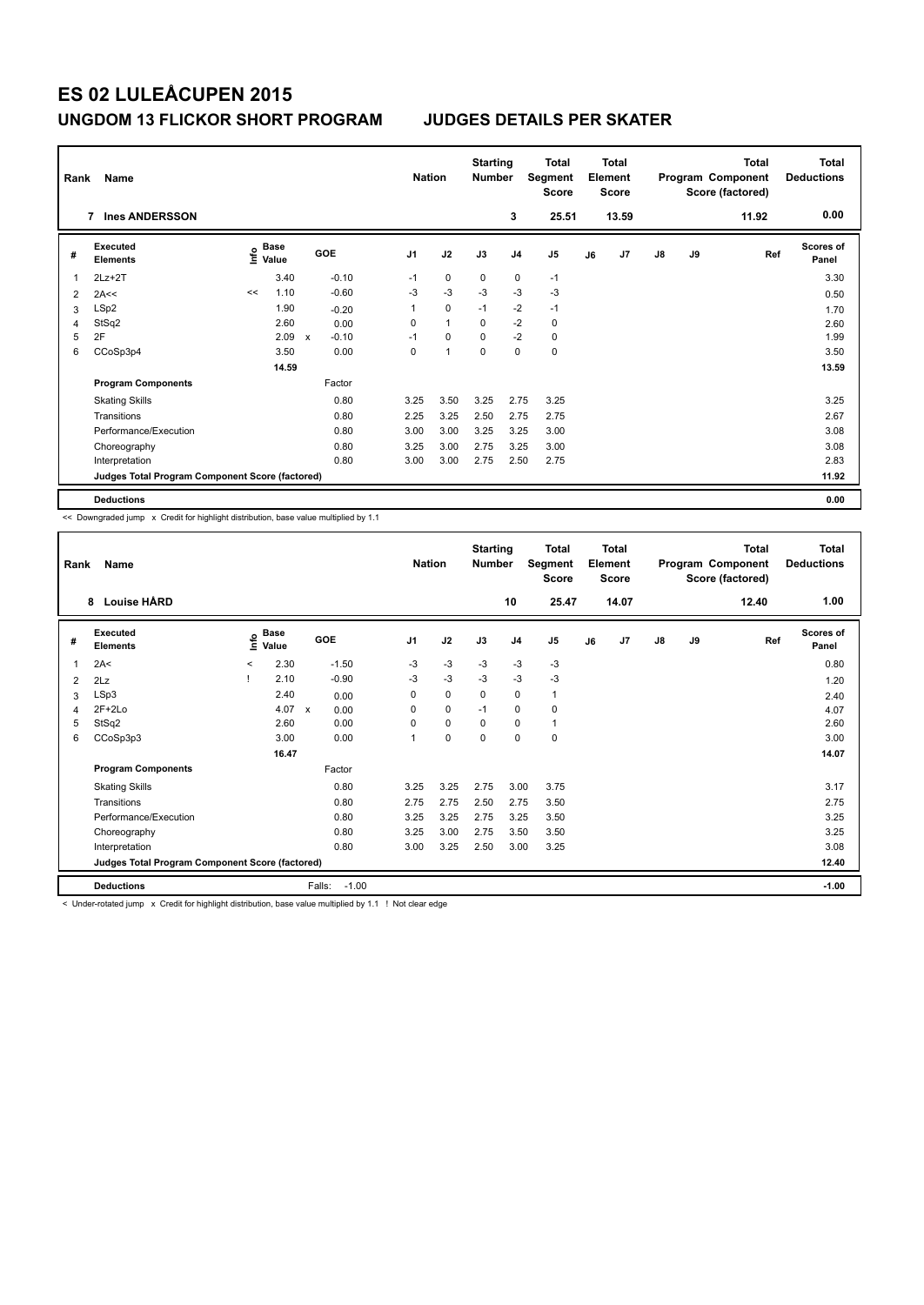# ES 02 LULEÅCUPEN 2015

## UNGDOM 13 FLICKOR SHORT PROGRAM JUDGES DETAILS PER SKATER

| Rank | Name | Nation | Starting Number | Total Segment Score | Total Element Score | Total Program Component Score (factored) | Total Deductions |
|---|---|---|---|---|---|---|---|
| 7 | Ines ANDERSSON | | 3 | 25.51 | 13.59 | 11.92 | 0.00 |

| # | Executed Elements | Info | Base Value | | GOE | J1 | J2 | J3 | J4 | J5 | J6 | J7 | J8 | J9 | Ref | Scores of Panel |
|---|---|---|---|---|---|---|---|---|---|---|---|---|---|---|---|---|
| 1 | 2Lz+2T | | 3.40 | | -0.10 | -1 | 0 | 0 | 0 | -1 | | | | | | 3.30 |
| 2 | 2A<< | << | 1.10 | | -0.60 | -3 | -3 | -3 | -3 | -3 | | | | | | 0.50 |
| 3 | LSp2 | | 1.90 | | -0.20 | 1 | 0 | -1 | -2 | -1 | | | | | | 1.70 |
| 4 | StSq2 | | 2.60 | | 0.00 | 0 | 1 | 0 | -2 | 0 | | | | | | 2.60 |
| 5 | 2F | | 2.09 | x | -0.10 | -1 | 0 | 0 | -2 | 0 | | | | | | 1.99 |
| 6 | CCoSp3p4 | | 3.50 | | 0.00 | 0 | 1 | 0 | 0 | 0 | | | | | | 3.50 |
| | | | 14.59 | | | | | | | | | | | | | 13.59 |
| | **Program Components** | | | | Factor | | | | | | | | | | | |
| | Skating Skills | | | | 0.80 | 3.25 | 3.50 | 3.25 | 2.75 | 3.25 | | | | | | 3.25 |
| | Transitions | | | | 0.80 | 2.25 | 3.25 | 2.50 | 2.75 | 2.75 | | | | | | 2.67 |
| | Performance/Execution | | | | 0.80 | 3.00 | 3.00 | 3.25 | 3.25 | 3.00 | | | | | | 3.08 |
| | Choreography | | | | 0.80 | 3.25 | 3.00 | 2.75 | 3.25 | 3.00 | | | | | | 3.08 |
| | Interpretation | | | | 0.80 | 3.00 | 3.00 | 2.75 | 2.50 | 2.75 | | | | | | 2.83 |
| | **Judges Total Program Component Score (factored)** | | | | | | | | | | | | | | | 11.92 |
| | **Deductions** | | | | | | | | | | | | | | | 0.00 |

<< Downgraded jump x Credit for highlight distribution, base value multiplied by 1.1

| Rank | Name | Nation | Starting Number | Total Segment Score | Total Element Score | Total Program Component Score (factored) | Total Deductions |
|---|---|---|---|---|---|---|---|
| 8 | Louise HÅRD | | 10 | 25.47 | 14.07 | 12.40 | 1.00 |

| # | Executed Elements | Info | Base Value | | GOE | J1 | J2 | J3 | J4 | J5 | J6 | J7 | J8 | J9 | Ref | Scores of Panel |
|---|---|---|---|---|---|---|---|---|---|---|---|---|---|---|---|---|
| 1 | 2A< | < | 2.30 | | -1.50 | -3 | -3 | -3 | -3 | -3 | | | | | | 0.80 |
| 2 | 2Lz | ! | 2.10 | | -0.90 | -3 | -3 | -3 | -3 | -3 | | | | | | 1.20 |
| 3 | LSp3 | | 2.40 | | 0.00 | 0 | 0 | 0 | 0 | 1 | | | | | | 2.40 |
| 4 | 2F+2Lo | | 4.07 | x | 0.00 | 0 | 0 | -1 | 0 | 0 | | | | | | 4.07 |
| 5 | StSq2 | | 2.60 | | 0.00 | 0 | 0 | 0 | 0 | 1 | | | | | | 2.60 |
| 6 | CCoSp3p3 | | 3.00 | | 0.00 | 1 | 0 | 0 | 0 | 0 | | | | | | 3.00 |
| | | | 16.47 | | | | | | | | | | | | | 14.07 |
| | **Program Components** | | | | Factor | | | | | | | | | | | |
| | Skating Skills | | | | 0.80 | 3.25 | 3.25 | 2.75 | 3.00 | 3.75 | | | | | | 3.17 |
| | Transitions | | | | 0.80 | 2.75 | 2.75 | 2.50 | 2.75 | 3.50 | | | | | | 2.75 |
| | Performance/Execution | | | | 0.80 | 3.25 | 3.25 | 2.75 | 3.25 | 3.50 | | | | | | 3.25 |
| | Choreography | | | | 0.80 | 3.25 | 3.00 | 2.75 | 3.50 | 3.50 | | | | | | 3.25 |
| | Interpretation | | | | 0.80 | 3.00 | 3.25 | 2.50 | 3.00 | 3.25 | | | | | | 3.08 |
| | **Judges Total Program Component Score (factored)** | | | | | | | | | | | | | | | 12.40 |
| | **Deductions** | | | | Falls: -1.00 | | | | | | | | | | | -1.00 |

< Under-rotated jump x Credit for highlight distribution, base value multiplied by 1.1 ! Not clear edge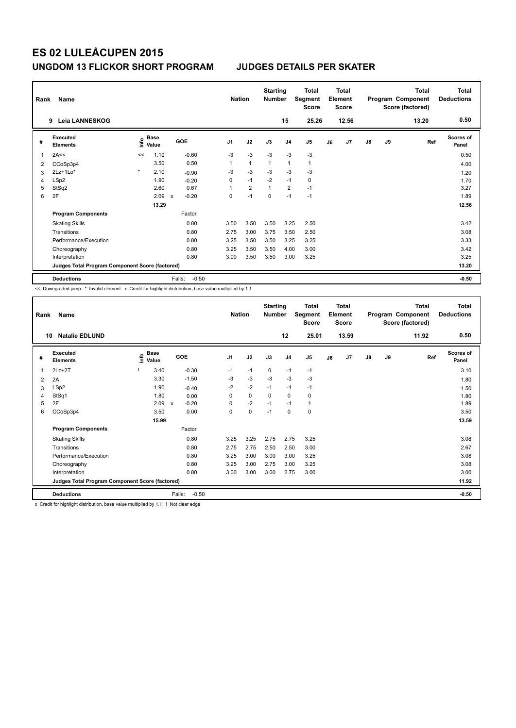# ES 02 LULEÅCUPEN 2015

## UNGDOM 13 FLICKOR SHORT PROGRAM — JUDGES DETAILS PER SKATER

| Rank | Name | Nation | Starting Number | Total Segment Score | Total Element Score | Total Program Component Score (factored) | Total Deductions |
|---|---|---|---|---|---|---|---|
| 9 | Leia LANNESKOG | | 15 | 25.26 | 12.56 | 13.20 | 0.50 |

| # | Executed Elements | Info | Base Value | | GOE | J1 | J2 | J3 | J4 | J5 | J6 | J7 | J8 | J9 | Ref | Scores of Panel |
|---|---|---|---|---|---|---|---|---|---|---|---|---|---|---|---|---|
| 1 | 2A<< | << | 1.10 | | -0.60 | -3 | -3 | -3 | -3 | -3 | | | | | | 0.50 |
| 2 | CCoSp3p4 | | 3.50 | | 0.50 | 1 | 1 | 1 | 1 | 1 | | | | | | 4.00 |
| 3 | 2Lz+1Lo* | * | 2.10 | | -0.90 | -3 | -3 | -3 | -3 | -3 | | | | | | 1.20 |
| 4 | LSp2 | | 1.90 | | -0.20 | 0 | -1 | -2 | -1 | 0 | | | | | | 1.70 |
| 5 | StSq2 | | 2.60 | | 0.67 | 1 | 2 | 1 | 2 | -1 | | | | | | 3.27 |
| 6 | 2F | | 2.09 | x | -0.20 | 0 | -1 | 0 | -1 | -1 | | | | | | 1.89 |
| | | | 13.29 | | | | | | | | | | | | | 12.56 |
| | **Program Components** | | | | Factor | | | | | | | | | | | |
| | Skating Skills | | | | 0.80 | 3.50 | 3.50 | 3.50 | 3.25 | 2.50 | | | | | | 3.42 |
| | Transitions | | | | 0.80 | 2.75 | 3.00 | 3.75 | 3.50 | 2.50 | | | | | | 3.08 |
| | Performance/Execution | | | | 0.80 | 3.25 | 3.50 | 3.50 | 3.25 | 3.25 | | | | | | 3.33 |
| | Choreography | | | | 0.80 | 3.25 | 3.50 | 3.50 | 4.00 | 3.00 | | | | | | 3.42 |
| | Interpretation | | | | 0.80 | 3.00 | 3.50 | 3.50 | 3.00 | 3.25 | | | | | | 3.25 |
| | **Judges Total Program Component Score (factored)** | | | | | | | | | | | | | | | 13.20 |
| | **Deductions** | | | | Falls: -0.50 | | | | | | | | | | | -0.50 |

<< Downgraded jump * Invalid element x Credit for highlight distribution, base value multiplied by 1.1

| Rank | Name | Nation | Starting Number | Total Segment Score | Total Element Score | Total Program Component Score (factored) | Total Deductions |
|---|---|---|---|---|---|---|---|
| 10 | Natalie EDLUND | | 12 | 25.01 | 13.59 | 11.92 | 0.50 |

| # | Executed Elements | Info | Base Value | | GOE | J1 | J2 | J3 | J4 | J5 | J6 | J7 | J8 | J9 | Ref | Scores of Panel |
|---|---|---|---|---|---|---|---|---|---|---|---|---|---|---|---|---|
| 1 | 2Lz+2T | ! | 3.40 | | -0.30 | -1 | -1 | 0 | -1 | -1 | | | | | | 3.10 |
| 2 | 2A | | 3.30 | | -1.50 | -3 | -3 | -3 | -3 | -3 | | | | | | 1.80 |
| 3 | LSp2 | | 1.90 | | -0.40 | -2 | -2 | -1 | -1 | -1 | | | | | | 1.50 |
| 4 | StSq1 | | 1.80 | | 0.00 | 0 | 0 | 0 | 0 | 0 | | | | | | 1.80 |
| 5 | 2F | | 2.09 | x | -0.20 | 0 | -2 | -1 | -1 | 1 | | | | | | 1.89 |
| 6 | CCoSp3p4 | | 3.50 | | 0.00 | 0 | 0 | -1 | 0 | 0 | | | | | | 3.50 |
| | | | 15.99 | | | | | | | | | | | | | 13.59 |
| | **Program Components** | | | | Factor | | | | | | | | | | | |
| | Skating Skills | | | | 0.80 | 3.25 | 3.25 | 2.75 | 2.75 | 3.25 | | | | | | 3.08 |
| | Transitions | | | | 0.80 | 2.75 | 2.75 | 2.50 | 2.50 | 3.00 | | | | | | 2.67 |
| | Performance/Execution | | | | 0.80 | 3.25 | 3.00 | 3.00 | 3.00 | 3.25 | | | | | | 3.08 |
| | Choreography | | | | 0.80 | 3.25 | 3.00 | 2.75 | 3.00 | 3.25 | | | | | | 3.08 |
| | Interpretation | | | | 0.80 | 3.00 | 3.00 | 3.00 | 2.75 | 3.00 | | | | | | 3.00 |
| | **Judges Total Program Component Score (factored)** | | | | | | | | | | | | | | | 11.92 |
| | **Deductions** | | | | Falls: -0.50 | | | | | | | | | | | -0.50 |

x Credit for highlight distribution, base value multiplied by 1.1 ! Not clear edge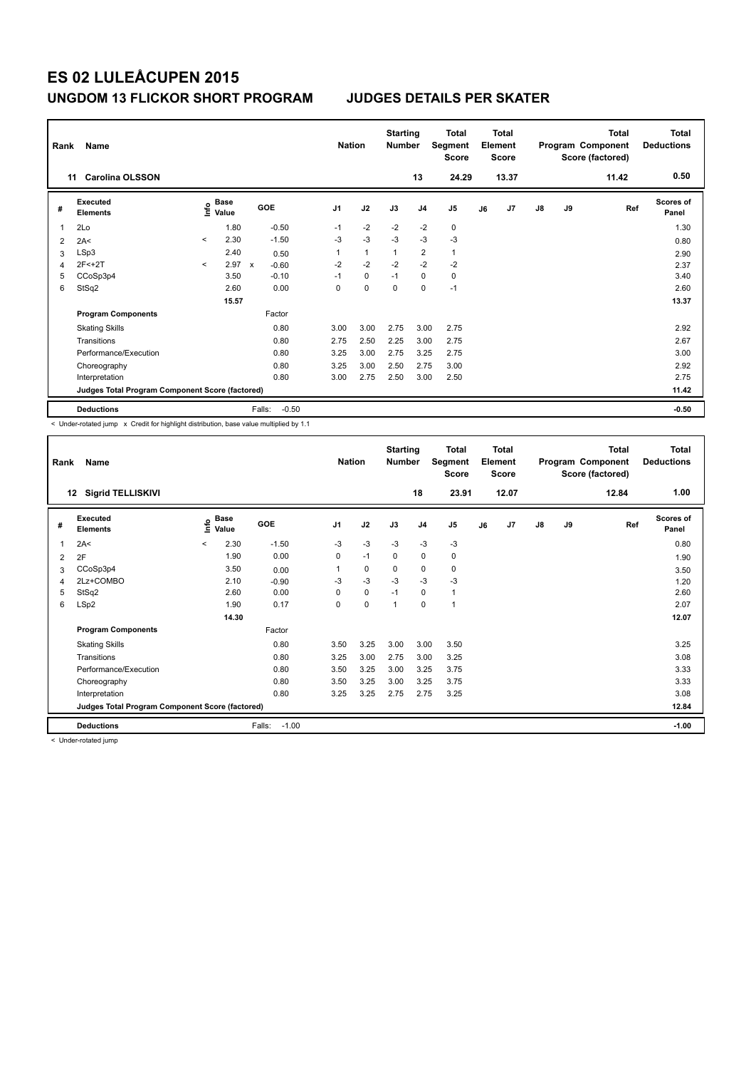# ES 02 LULEÅCUPEN 2015

## UNGDOM 13 FLICKOR SHORT PROGRAM JUDGES DETAILS PER SKATER

| Rank | Name | Nation | Starting Number | Total Segment Score | Total Element Score | Total Program Component Score (factored) | Total Deductions |
|---|---|---|---|---|---|---|---|
| 11 | Carolina OLSSON | | 13 | 24.29 | 13.37 | 11.42 | 0.50 |

| # | Executed Elements | Info | Base Value | | GOE | J1 | J2 | J3 | J4 | J5 | J6 | J7 | J8 | J9 | Ref | Scores of Panel |
|---|---|---|---|---|---|---|---|---|---|---|---|---|---|---|---|---|
| 1 | 2Lo | | 1.80 | | -0.50 | -1 | -2 | -2 | -2 | 0 | | | | | | 1.30 |
| 2 | 2A< | < | 2.30 | | -1.50 | -3 | -3 | -3 | -3 | -3 | | | | | | 0.80 |
| 3 | LSp3 | | 2.40 | | 0.50 | 1 | 1 | 1 | 2 | 1 | | | | | | 2.90 |
| 4 | 2F<+2T | < | 2.97 | x | -0.60 | -2 | -2 | -2 | -2 | -2 | | | | | | 2.37 |
| 5 | CCoSp3p4 | | 3.50 | | -0.10 | -1 | 0 | -1 | 0 | 0 | | | | | | 3.40 |
| 6 | StSq2 | | 2.60 | | 0.00 | 0 | 0 | 0 | 0 | -1 | | | | | | 2.60 |
| | | | 15.57 | | | | | | | | | | | | | 13.37 |
| | **Program Components** | | | | Factor | | | | | | | | | | | |
| | Skating Skills | | | | 0.80 | 3.00 | 3.00 | 2.75 | 3.00 | 2.75 | | | | | | 2.92 |
| | Transitions | | | | 0.80 | 2.75 | 2.50 | 2.25 | 3.00 | 2.75 | | | | | | 2.67 |
| | Performance/Execution | | | | 0.80 | 3.25 | 3.00 | 2.75 | 3.25 | 2.75 | | | | | | 3.00 |
| | Choreography | | | | 0.80 | 3.25 | 3.00 | 2.50 | 2.75 | 3.00 | | | | | | 2.92 |
| | Interpretation | | | | 0.80 | 3.00 | 2.75 | 2.50 | 3.00 | 2.50 | | | | | | 2.75 |
| | **Judges Total Program Component Score (factored)** | | | | | | | | | | | | | | | 11.42 |
| | **Deductions** | | | | Falls: -0.50 | | | | | | | | | | | -0.50 |

< Under-rotated jump x Credit for highlight distribution, base value multiplied by 1.1

| Rank | Name | Nation | Starting Number | Total Segment Score | Total Element Score | Total Program Component Score (factored) | Total Deductions |
|---|---|---|---|---|---|---|---|
| 12 | Sigrid TELLISKIVI | | 18 | 23.91 | 12.07 | 12.84 | 1.00 |

| # | Executed Elements | Info | Base Value | GOE | J1 | J2 | J3 | J4 | J5 | J6 | J7 | J8 | J9 | Ref | Scores of Panel |
|---|---|---|---|---|---|---|---|---|---|---|---|---|---|---|---|
| 1 | 2A< | < | 2.30 | -1.50 | -3 | -3 | -3 | -3 | -3 | | | | | | 0.80 |
| 2 | 2F | | 1.90 | 0.00 | 0 | -1 | 0 | 0 | 0 | | | | | | 1.90 |
| 3 | CCoSp3p4 | | 3.50 | 0.00 | 1 | 0 | 0 | 0 | 0 | | | | | | 3.50 |
| 4 | 2Lz+COMBO | | 2.10 | -0.90 | -3 | -3 | -3 | -3 | -3 | | | | | | 1.20 |
| 5 | StSq2 | | 2.60 | 0.00 | 0 | 0 | -1 | 0 | 1 | | | | | | 2.60 |
| 6 | LSp2 | | 1.90 | 0.17 | 0 | 0 | 1 | 0 | 1 | | | | | | 2.07 |
| | | | 14.30 | | | | | | | | | | | | 12.07 |
| | **Program Components** | | | Factor | | | | | | | | | | | |
| | Skating Skills | | | 0.80 | 3.50 | 3.25 | 3.00 | 3.00 | 3.50 | | | | | | 3.25 |
| | Transitions | | | 0.80 | 3.25 | 3.00 | 2.75 | 3.00 | 3.25 | | | | | | 3.08 |
| | Performance/Execution | | | 0.80 | 3.50 | 3.25 | 3.00 | 3.25 | 3.75 | | | | | | 3.33 |
| | Choreography | | | 0.80 | 3.50 | 3.25 | 3.00 | 3.25 | 3.75 | | | | | | 3.33 |
| | Interpretation | | | 0.80 | 3.25 | 3.25 | 2.75 | 2.75 | 3.25 | | | | | | 3.08 |
| | **Judges Total Program Component Score (factored)** | | | | | | | | | | | | | | 12.84 |
| | **Deductions** | | | Falls: -1.00 | | | | | | | | | | | -1.00 |

< Under-rotated jump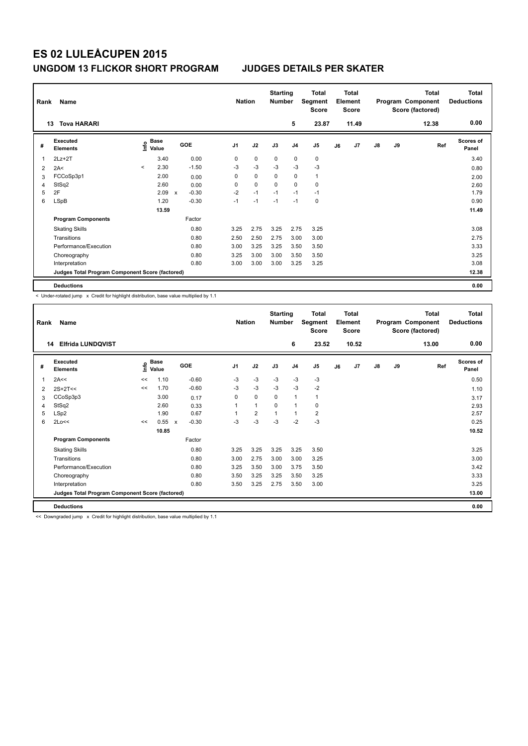# ES 02 LULEÅCUPEN 2015

## UNGDOM 13 FLICKOR SHORT PROGRAM — JUDGES DETAILS PER SKATER

| Rank | Name | Nation | Starting Number | Total Segment Score | Total Element Score | Total Program Component Score (factored) | Total Deductions |
|---|---|---|---|---|---|---|---|
| 13 | Tova HARARI | | 5 | 23.87 | 11.49 | 12.38 | 0.00 |

| # | Executed Elements | Info | Base Value | | GOE | J1 | J2 | J3 | J4 | J5 | J6 | J7 | J8 | J9 | Ref | Scores of Panel |
|---|---|---|---|---|---|---|---|---|---|---|---|---|---|---|---|---|
| 1 | 2Lz+2T | | 3.40 | | 0.00 | 0 | 0 | 0 | 0 | 0 | | | | | | 3.40 |
| 2 | 2A< | < | 2.30 | | -1.50 | -3 | -3 | -3 | -3 | -3 | | | | | | 0.80 |
| 3 | FCCoSp3p1 | | 2.00 | | 0.00 | 0 | 0 | 0 | 0 | 1 | | | | | | 2.00 |
| 4 | StSq2 | | 2.60 | | 0.00 | 0 | 0 | 0 | 0 | 0 | | | | | | 2.60 |
| 5 | 2F | | 2.09 | x | -0.30 | -2 | -1 | -1 | -1 | -1 | | | | | | 1.79 |
| 6 | LSpB | | 1.20 | | -0.30 | -1 | -1 | -1 | -1 | 0 | | | | | | 0.90 |
| | | | 13.59 | | | | | | | | | | | | | 11.49 |
| | **Program Components** | | | | Factor | | | | | | | | | | | |
| | Skating Skills | | | | 0.80 | 3.25 | 2.75 | 3.25 | 2.75 | 3.25 | | | | | | 3.08 |
| | Transitions | | | | 0.80 | 2.50 | 2.50 | 2.75 | 3.00 | 3.00 | | | | | | 2.75 |
| | Performance/Execution | | | | 0.80 | 3.00 | 3.25 | 3.25 | 3.50 | 3.50 | | | | | | 3.33 |
| | Choreography | | | | 0.80 | 3.25 | 3.00 | 3.00 | 3.50 | 3.50 | | | | | | 3.25 |
| | Interpretation | | | | 0.80 | 3.00 | 3.00 | 3.00 | 3.25 | 3.25 | | | | | | 3.08 |
| | **Judges Total Program Component Score (factored)** | | | | | | | | | | | | | | | 12.38 |
| | **Deductions** | | | | | | | | | | | | | | | 0.00 |

< Under-rotated jump x Credit for highlight distribution, base value multiplied by 1.1

| Rank | Name | Nation | Starting Number | Total Segment Score | Total Element Score | Total Program Component Score (factored) | Total Deductions |
|---|---|---|---|---|---|---|---|
| 14 | Elfrida LUNDQVIST | | 6 | 23.52 | 10.52 | 13.00 | 0.00 |

| # | Executed Elements | Info | Base Value | | GOE | J1 | J2 | J3 | J4 | J5 | J6 | J7 | J8 | J9 | Ref | Scores of Panel |
|---|---|---|---|---|---|---|---|---|---|---|---|---|---|---|---|---|
| 1 | 2A<< | << | 1.10 | | -0.60 | -3 | -3 | -3 | -3 | -3 | | | | | | 0.50 |
| 2 | 2S+2T<< | << | 1.70 | | -0.60 | -3 | -3 | -3 | -3 | -2 | | | | | | 1.10 |
| 3 | CCoSp3p3 | | 3.00 | | 0.17 | 0 | 0 | 0 | 1 | 1 | | | | | | 3.17 |
| 4 | StSq2 | | 2.60 | | 0.33 | 1 | 1 | 0 | 1 | 0 | | | | | | 2.93 |
| 5 | LSp2 | | 1.90 | | 0.67 | 1 | 2 | 1 | 1 | 2 | | | | | | 2.57 |
| 6 | 2Lo<< | << | 0.55 | x | -0.30 | -3 | -3 | -3 | -2 | -3 | | | | | | 0.25 |
| | | | 10.85 | | | | | | | | | | | | | 10.52 |
| | **Program Components** | | | | Factor | | | | | | | | | | | |
| | Skating Skills | | | | 0.80 | 3.25 | 3.25 | 3.25 | 3.25 | 3.50 | | | | | | 3.25 |
| | Transitions | | | | 0.80 | 3.00 | 2.75 | 3.00 | 3.00 | 3.25 | | | | | | 3.00 |
| | Performance/Execution | | | | 0.80 | 3.25 | 3.50 | 3.00 | 3.75 | 3.50 | | | | | | 3.42 |
| | Choreography | | | | 0.80 | 3.50 | 3.25 | 3.25 | 3.50 | 3.25 | | | | | | 3.33 |
| | Interpretation | | | | 0.80 | 3.50 | 3.25 | 2.75 | 3.50 | 3.00 | | | | | | 3.25 |
| | **Judges Total Program Component Score (factored)** | | | | | | | | | | | | | | | 13.00 |
| | **Deductions** | | | | | | | | | | | | | | | 0.00 |

<< Downgraded jump x Credit for highlight distribution, base value multiplied by 1.1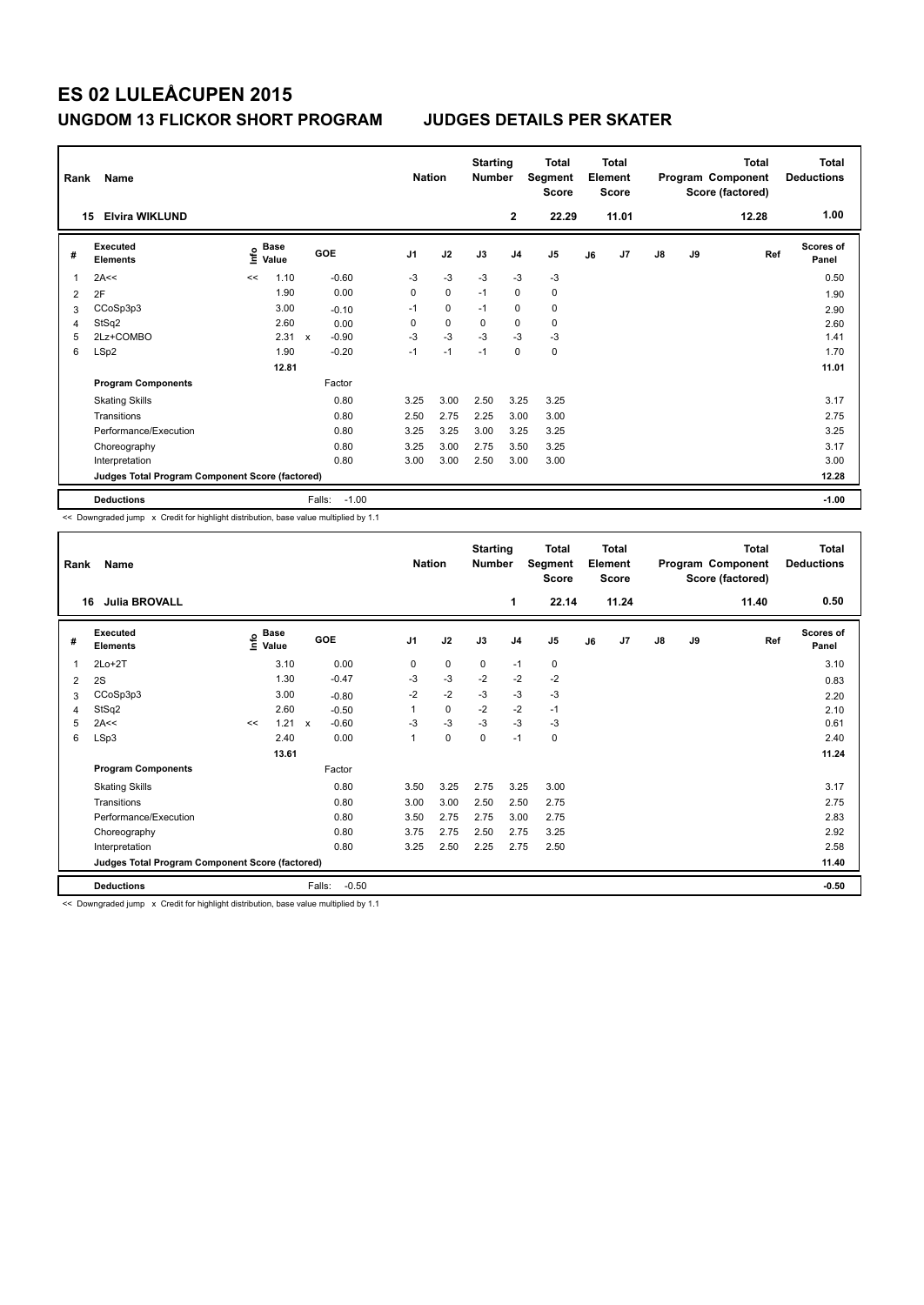# ES 02 LULEÅCUPEN 2015

## UNGDOM 13 FLICKOR SHORT PROGRAM JUDGES DETAILS PER SKATER

| Rank | Name | Nation | Starting Number | Total Segment Score | Total Element Score | Total Program Component Score (factored) | Total Deductions |
|---|---|---|---|---|---|---|---|
| 15 | Elvira WIKLUND | | 2 | 22.29 | 11.01 | 12.28 | 1.00 |

| # | Executed Elements | Info | Base Value | | GOE | J1 | J2 | J3 | J4 | J5 | J6 | J7 | J8 | J9 | Ref | Scores of Panel |
|---|---|---|---|---|---|---|---|---|---|---|---|---|---|---|---|---|
| 1 | 2A<< | << | 1.10 | | -0.60 | -3 | -3 | -3 | -3 | -3 | | | | | | 0.50 |
| 2 | 2F | | 1.90 | | 0.00 | 0 | 0 | -1 | 0 | 0 | | | | | | 1.90 |
| 3 | CCoSp3p3 | | 3.00 | | -0.10 | -1 | 0 | -1 | 0 | 0 | | | | | | 2.90 |
| 4 | StSq2 | | 2.60 | | 0.00 | 0 | 0 | 0 | 0 | 0 | | | | | | 2.60 |
| 5 | 2Lz+COMBO | | 2.31 | x | -0.90 | -3 | -3 | -3 | -3 | -3 | | | | | | 1.41 |
| 6 | LSp2 | | 1.90 | | -0.20 | -1 | -1 | -1 | 0 | 0 | | | | | | 1.70 |
| | | | 12.81 | | | | | | | | | | | | | 11.01 |
| | **Program Components** | | | | Factor | | | | | | | | | | | |
| | Skating Skills | | | | 0.80 | 3.25 | 3.00 | 2.50 | 3.25 | 3.25 | | | | | | 3.17 |
| | Transitions | | | | 0.80 | 2.50 | 2.75 | 2.25 | 3.00 | 3.00 | | | | | | 2.75 |
| | Performance/Execution | | | | 0.80 | 3.25 | 3.25 | 3.00 | 3.25 | 3.25 | | | | | | 3.25 |
| | Choreography | | | | 0.80 | 3.25 | 3.00 | 2.75 | 3.50 | 3.25 | | | | | | 3.17 |
| | Interpretation | | | | 0.80 | 3.00 | 3.00 | 2.50 | 3.00 | 3.00 | | | | | | 3.00 |
| | **Judges Total Program Component Score (factored)** | | | | | | | | | | | | | | | 12.28 |
| | **Deductions** | | | | Falls: -1.00 | | | | | | | | | | | -1.00 |

<< Downgraded jump x Credit for highlight distribution, base value multiplied by 1.1

| Rank | Name | Nation | Starting Number | Total Segment Score | Total Element Score | Total Program Component Score (factored) | Total Deductions |
|---|---|---|---|---|---|---|---|
| 16 | Julia BROVALL | | 1 | 22.14 | 11.24 | 11.40 | 0.50 |

| # | Executed Elements | Info | Base Value | | GOE | J1 | J2 | J3 | J4 | J5 | J6 | J7 | J8 | J9 | Ref | Scores of Panel |
|---|---|---|---|---|---|---|---|---|---|---|---|---|---|---|---|---|
| 1 | 2Lo+2T | | 3.10 | | 0.00 | 0 | 0 | 0 | -1 | 0 | | | | | | 3.10 |
| 2 | 2S | | 1.30 | | -0.47 | -3 | -3 | -2 | -2 | -2 | | | | | | 0.83 |
| 3 | CCoSp3p3 | | 3.00 | | -0.80 | -2 | -2 | -3 | -3 | -3 | | | | | | 2.20 |
| 4 | StSq2 | | 2.60 | | -0.50 | 1 | 0 | -2 | -2 | -1 | | | | | | 2.10 |
| 5 | 2A<< | << | 1.21 | x | -0.60 | -3 | -3 | -3 | -3 | -3 | | | | | | 0.61 |
| 6 | LSp3 | | 2.40 | | 0.00 | 1 | 0 | 0 | -1 | 0 | | | | | | 2.40 |
| | | | 13.61 | | | | | | | | | | | | | 11.24 |
| | **Program Components** | | | | Factor | | | | | | | | | | | |
| | Skating Skills | | | | 0.80 | 3.50 | 3.25 | 2.75 | 3.25 | 3.00 | | | | | | 3.17 |
| | Transitions | | | | 0.80 | 3.00 | 3.00 | 2.50 | 2.50 | 2.75 | | | | | | 2.75 |
| | Performance/Execution | | | | 0.80 | 3.50 | 2.75 | 2.75 | 3.00 | 2.75 | | | | | | 2.83 |
| | Choreography | | | | 0.80 | 3.75 | 2.75 | 2.50 | 2.75 | 3.25 | | | | | | 2.92 |
| | Interpretation | | | | 0.80 | 3.25 | 2.50 | 2.25 | 2.75 | 2.50 | | | | | | 2.58 |
| | **Judges Total Program Component Score (factored)** | | | | | | | | | | | | | | | 11.40 |
| | **Deductions** | | | | Falls: -0.50 | | | | | | | | | | | -0.50 |

<< Downgraded jump x Credit for highlight distribution, base value multiplied by 1.1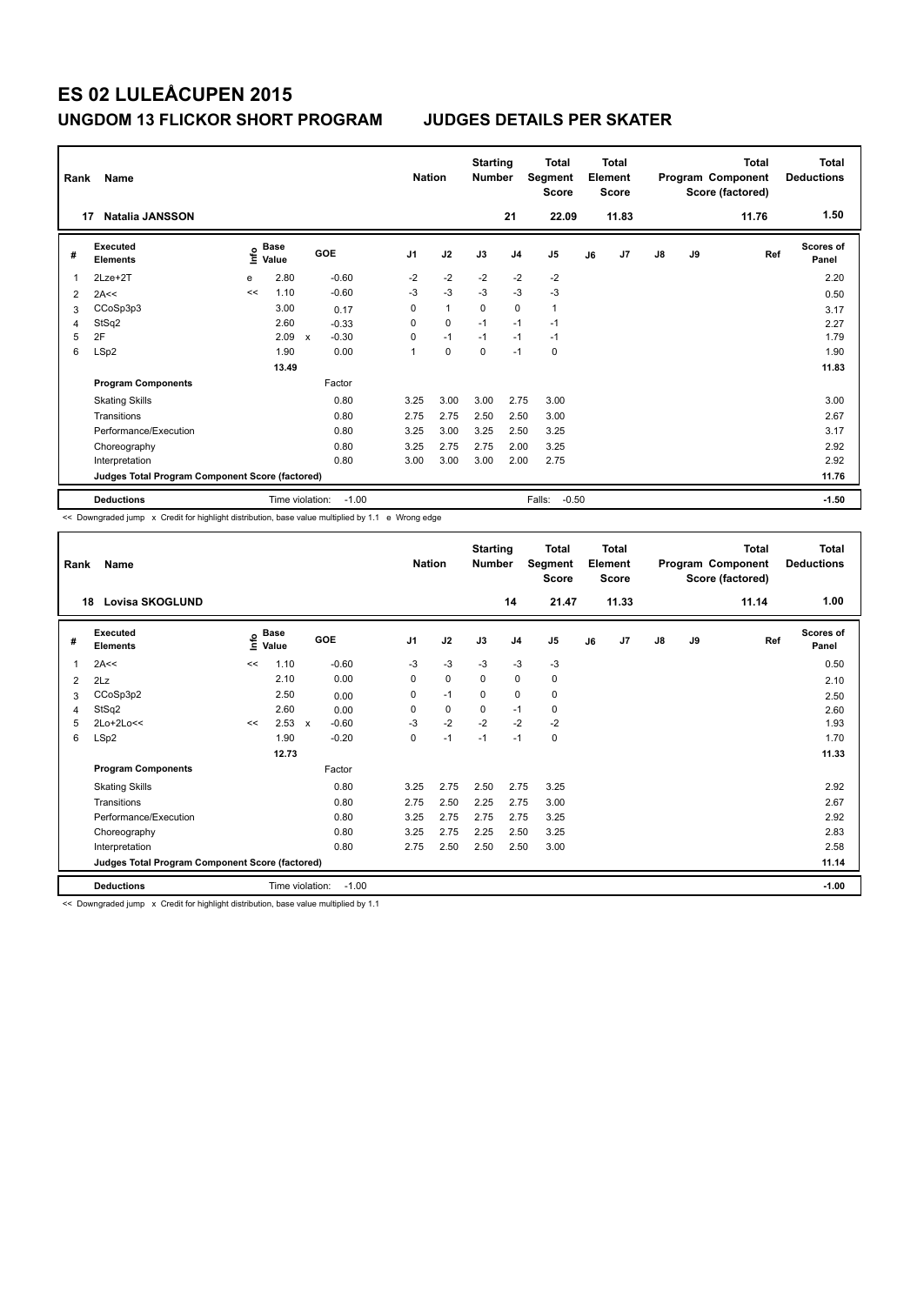# ES 02 LULEÅCUPEN 2015

## UNGDOM 13 FLICKOR SHORT PROGRAM JUDGES DETAILS PER SKATER

| Rank | Name | Nation | Starting Number | Total Segment Score | Total Element Score | Total Program Component Score (factored) | Total Deductions |
|---|---|---|---|---|---|---|---|
| 17 | Natalia JANSSON | | 21 | 22.09 | 11.83 | 11.76 | 1.50 |

| # | Executed Elements | Info | Base Value | | GOE | J1 | J2 | J3 | J4 | J5 | J6 | J7 | J8 | J9 | Ref | Scores of Panel |
|---|---|---|---|---|---|---|---|---|---|---|---|---|---|---|---|---|
| 1 | 2Lze+2T | e | 2.80 | | -0.60 | -2 | -2 | -2 | -2 | -2 | | | | | | 2.20 |
| 2 | 2A<< | << | 1.10 | | -0.60 | -3 | -3 | -3 | -3 | -3 | | | | | | 0.50 |
| 3 | CCoSp3p3 | | 3.00 | | 0.17 | 0 | 1 | 0 | 0 | 1 | | | | | | 3.17 |
| 4 | StSq2 | | 2.60 | | -0.33 | 0 | 0 | -1 | -1 | -1 | | | | | | 2.27 |
| 5 | 2F | | 2.09 | x | -0.30 | 0 | -1 | -1 | -1 | -1 | | | | | | 1.79 |
| 6 | LSp2 | | 1.90 | | 0.00 | 1 | 0 | 0 | -1 | 0 | | | | | | 1.90 |
| | | | 13.49 | | | | | | | | | | | | | 11.83 |
| | **Program Components** | | | | Factor | | | | | | | | | | | |
| | Skating Skills | | | | 0.80 | 3.25 | 3.00 | 3.00 | 2.75 | 3.00 | | | | | | 3.00 |
| | Transitions | | | | 0.80 | 2.75 | 2.75 | 2.50 | 2.50 | 3.00 | | | | | | 2.67 |
| | Performance/Execution | | | | 0.80 | 3.25 | 3.00 | 3.25 | 2.50 | 3.25 | | | | | | 3.17 |
| | Choreography | | | | 0.80 | 3.25 | 2.75 | 2.75 | 2.00 | 3.25 | | | | | | 2.92 |
| | Interpretation | | | | 0.80 | 3.00 | 3.00 | 3.00 | 2.00 | 2.75 | | | | | | 2.92 |
| | **Judges Total Program Component Score (factored)** | | | | | | | | | | | | | | | 11.76 |
| | **Deductions** | | Time violation: | | -1.00 | | | | | Falls: -0.50 | | | | | | -1.50 |

<< Downgraded jump x Credit for highlight distribution, base value multiplied by 1.1 e Wrong edge

| Rank | Name | Nation | Starting Number | Total Segment Score | Total Element Score | Total Program Component Score (factored) | Total Deductions |
|---|---|---|---|---|---|---|---|
| 18 | Lovisa SKOGLUND | | 14 | 21.47 | 11.33 | 11.14 | 1.00 |

| # | Executed Elements | Info | Base Value | | GOE | J1 | J2 | J3 | J4 | J5 | J6 | J7 | J8 | J9 | Ref | Scores of Panel |
|---|---|---|---|---|---|---|---|---|---|---|---|---|---|---|---|---|
| 1 | 2A<< | << | 1.10 | | -0.60 | -3 | -3 | -3 | -3 | -3 | | | | | | 0.50 |
| 2 | 2Lz | | 2.10 | | 0.00 | 0 | 0 | 0 | 0 | 0 | | | | | | 2.10 |
| 3 | CCoSp3p2 | | 2.50 | | 0.00 | 0 | -1 | 0 | 0 | 0 | | | | | | 2.50 |
| 4 | StSq2 | | 2.60 | | 0.00 | 0 | 0 | 0 | -1 | 0 | | | | | | 2.60 |
| 5 | 2Lo+2Lo<< | << | 2.53 | x | -0.60 | -3 | -2 | -2 | -2 | -2 | | | | | | 1.93 |
| 6 | LSp2 | | 1.90 | | -0.20 | 0 | -1 | -1 | -1 | 0 | | | | | | 1.70 |
| | | | 12.73 | | | | | | | | | | | | | 11.33 |
| | **Program Components** | | | | Factor | | | | | | | | | | | |
| | Skating Skills | | | | 0.80 | 3.25 | 2.75 | 2.50 | 2.75 | 3.25 | | | | | | 2.92 |
| | Transitions | | | | 0.80 | 2.75 | 2.50 | 2.25 | 2.75 | 3.00 | | | | | | 2.67 |
| | Performance/Execution | | | | 0.80 | 3.25 | 2.75 | 2.75 | 2.75 | 3.25 | | | | | | 2.92 |
| | Choreography | | | | 0.80 | 3.25 | 2.75 | 2.25 | 2.50 | 3.25 | | | | | | 2.83 |
| | Interpretation | | | | 0.80 | 2.75 | 2.50 | 2.50 | 2.50 | 3.00 | | | | | | 2.58 |
| | **Judges Total Program Component Score (factored)** | | | | | | | | | | | | | | | 11.14 |
| | **Deductions** | | Time violation: | | -1.00 | | | | | | | | | | | -1.00 |

<< Downgraded jump x Credit for highlight distribution, base value multiplied by 1.1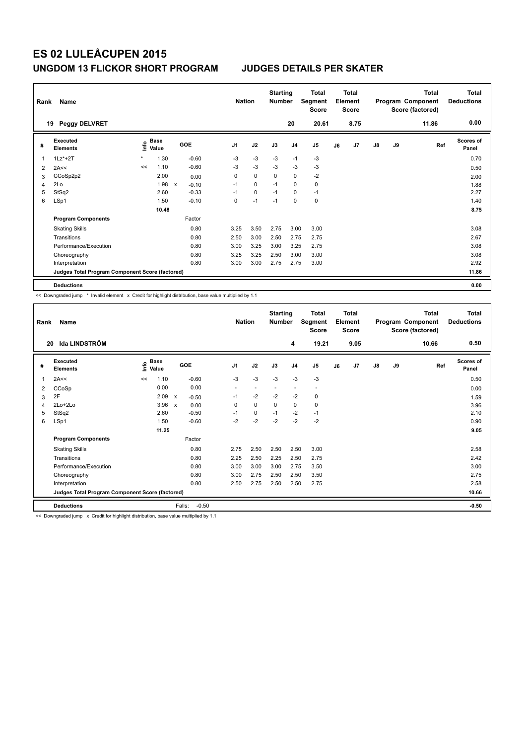# ES 02 LULEÅCUPEN 2015

## UNGDOM 13 FLICKOR SHORT PROGRAM    JUDGES DETAILS PER SKATER

| Rank | Name | Nation | Starting Number | Total Segment Score | Total Element Score | Total Program Component Score (factored) | Total Deductions |
|---|---|---|---|---|---|---|---|
| 19 | Peggy DELVRET | | 20 | 20.61 | 8.75 | 11.86 | 0.00 |

| # | Executed Elements | Info | Base Value | | GOE | J1 | J2 | J3 | J4 | J5 | J6 | J7 | J8 | J9 | Ref | Scores of Panel |
|---|---|---|---|---|---|---|---|---|---|---|---|---|---|---|---|---|
| 1 | 1Lz*+2T | * | 1.30 | | -0.60 | -3 | -3 | -3 | -1 | -3 | | | | | | 0.70 |
| 2 | 2A<< | << | 1.10 | | -0.60 | -3 | -3 | -3 | -3 | -3 | | | | | | 0.50 |
| 3 | CCoSp2p2 | | 2.00 | | 0.00 | 0 | 0 | 0 | 0 | -2 | | | | | | 2.00 |
| 4 | 2Lo | | 1.98 | x | -0.10 | -1 | 0 | -1 | 0 | 0 | | | | | | 1.88 |
| 5 | StSq2 | | 2.60 | | -0.33 | -1 | 0 | -1 | 0 | -1 | | | | | | 2.27 |
| 6 | LSp1 | | 1.50 | | -0.10 | 0 | -1 | -1 | 0 | 0 | | | | | | 1.40 |
| | | | 10.48 | | | | | | | | | | | | | 8.75 |
| | **Program Components** | | | | Factor | | | | | | | | | | | |
| | Skating Skills | | | | 0.80 | 3.25 | 3.50 | 2.75 | 3.00 | 3.00 | | | | | | 3.08 |
| | Transitions | | | | 0.80 | 2.50 | 3.00 | 2.50 | 2.75 | 2.75 | | | | | | 2.67 |
| | Performance/Execution | | | | 0.80 | 3.00 | 3.25 | 3.00 | 3.25 | 2.75 | | | | | | 3.08 |
| | Choreography | | | | 0.80 | 3.25 | 3.25 | 2.50 | 3.00 | 3.00 | | | | | | 3.08 |
| | Interpretation | | | | 0.80 | 3.00 | 3.00 | 2.75 | 2.75 | 3.00 | | | | | | 2.92 |
| | **Judges Total Program Component Score (factored)** | | | | | | | | | | | | | | | 11.86 |
| | **Deductions** | | | | | | | | | | | | | | | 0.00 |

<< Downgraded jump * Invalid element x Credit for highlight distribution, base value multiplied by 1.1

| Rank | Name | Nation | Starting Number | Total Segment Score | Total Element Score | Total Program Component Score (factored) | Total Deductions |
|---|---|---|---|---|---|---|---|
| 20 | Ida LINDSTRÖM | | 4 | 19.21 | 9.05 | 10.66 | 0.50 |

| # | Executed Elements | Info | Base Value | | GOE | J1 | J2 | J3 | J4 | J5 | J6 | J7 | J8 | J9 | Ref | Scores of Panel |
|---|---|---|---|---|---|---|---|---|---|---|---|---|---|---|---|---|
| 1 | 2A<< | << | 1.10 | | -0.60 | -3 | -3 | -3 | -3 | -3 | | | | | | 0.50 |
| 2 | CCoSp | | 0.00 | | 0.00 | - | - | - | - | - | | | | | | 0.00 |
| 3 | 2F | | 2.09 | x | -0.50 | -1 | -2 | -2 | -2 | 0 | | | | | | 1.59 |
| 4 | 2Lo+2Lo | | 3.96 | x | 0.00 | 0 | 0 | 0 | 0 | 0 | | | | | | 3.96 |
| 5 | StSq2 | | 2.60 | | -0.50 | -1 | 0 | -1 | -2 | -1 | | | | | | 2.10 |
| 6 | LSp1 | | 1.50 | | -0.60 | -2 | -2 | -2 | -2 | -2 | | | | | | 0.90 |
| | | | 11.25 | | | | | | | | | | | | | 9.05 |
| | **Program Components** | | | | Factor | | | | | | | | | | | |
| | Skating Skills | | | | 0.80 | 2.75 | 2.50 | 2.50 | 2.50 | 3.00 | | | | | | 2.58 |
| | Transitions | | | | 0.80 | 2.25 | 2.50 | 2.25 | 2.50 | 2.75 | | | | | | 2.42 |
| | Performance/Execution | | | | 0.80 | 3.00 | 3.00 | 3.00 | 2.75 | 3.50 | | | | | | 3.00 |
| | Choreography | | | | 0.80 | 3.00 | 2.75 | 2.50 | 2.50 | 3.50 | | | | | | 2.75 |
| | Interpretation | | | | 0.80 | 2.50 | 2.75 | 2.50 | 2.50 | 2.75 | | | | | | 2.58 |
| | **Judges Total Program Component Score (factored)** | | | | | | | | | | | | | | | 10.66 |
| | **Deductions** | | | Falls: | -0.50 | | | | | | | | | | | -0.50 |

<< Downgraded jump x Credit for highlight distribution, base value multiplied by 1.1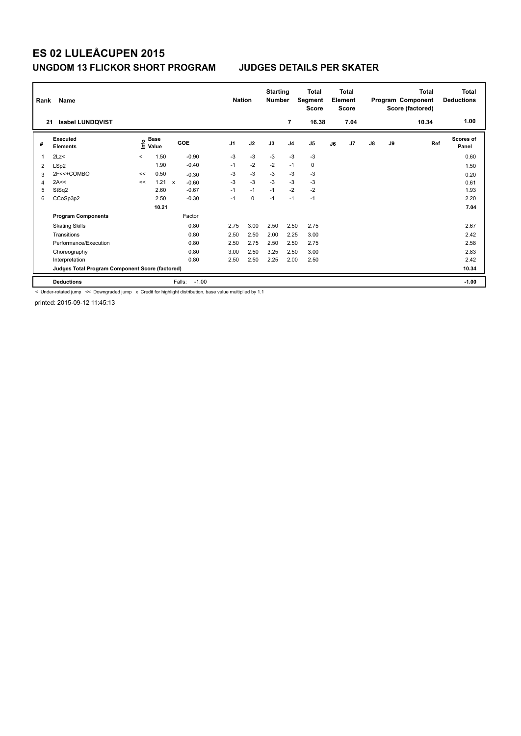# ES 02 LULEÅCUPEN 2015

## UNGDOM 13 FLICKOR SHORT PROGRAM JUDGES DETAILS PER SKATER

| Rank | Name | Nation | Starting Number | Total Segment Score | Total Element Score | Total Program Component Score (factored) | Total Deductions |
|---|---|---|---|---|---|---|---|
| 21 | Isabel LUNDQVIST | | 7 | 16.38 | 7.04 | 10.34 | 1.00 |

| # | Executed Elements | Info | Base Value | | GOE | J1 | J2 | J3 | J4 | J5 | J6 | J7 | J8 | J9 | Ref | Scores of Panel |
|---|---|---|---|---|---|---|---|---|---|---|---|---|---|---|---|---|
| 1 | 2Lz< | < | 1.50 | | -0.90 | -3 | -3 | -3 | -3 | -3 | | | | | | 0.60 |
| 2 | LSp2 | | 1.90 | | -0.40 | -1 | -2 | -2 | -1 | 0 | | | | | | 1.50 |
| 3 | 2F<<+COMBO | << | 0.50 | | -0.30 | -3 | -3 | -3 | -3 | -3 | | | | | | 0.20 |
| 4 | 2A<< | << | 1.21 | x | -0.60 | -3 | -3 | -3 | -3 | -3 | | | | | | 0.61 |
| 5 | StSq2 | | 2.60 | | -0.67 | -1 | -1 | -1 | -2 | -2 | | | | | | 1.93 |
| 6 | CCoSp3p2 | | 2.50 | | -0.30 | -1 | 0 | -1 | -1 | -1 | | | | | | 2.20 |
| | | | 10.21 | | | | | | | | | | | | | 7.04 |
| | **Program Components** | | | | Factor | | | | | | | | | | | |
| | Skating Skills | | | | 0.80 | 2.75 | 3.00 | 2.50 | 2.50 | 2.75 | | | | | | 2.67 |
| | Transitions | | | | 0.80 | 2.50 | 2.50 | 2.00 | 2.25 | 3.00 | | | | | | 2.42 |
| | Performance/Execution | | | | 0.80 | 2.50 | 2.75 | 2.50 | 2.50 | 2.75 | | | | | | 2.58 |
| | Choreography | | | | 0.80 | 3.00 | 2.50 | 3.25 | 2.50 | 3.00 | | | | | | 2.83 |
| | Interpretation | | | | 0.80 | 2.50 | 2.50 | 2.25 | 2.00 | 2.50 | | | | | | 2.42 |
| | **Judges Total Program Component Score (factored)** | | | | | | | | | | | | | | | 10.34 |
| | **Deductions** | | | | Falls: -1.00 | | | | | | | | | | | -1.00 |

< Under-rotated jump << Downgraded jump x Credit for highlight distribution, base value multiplied by 1.1

printed: 2015-09-12 11:45:13